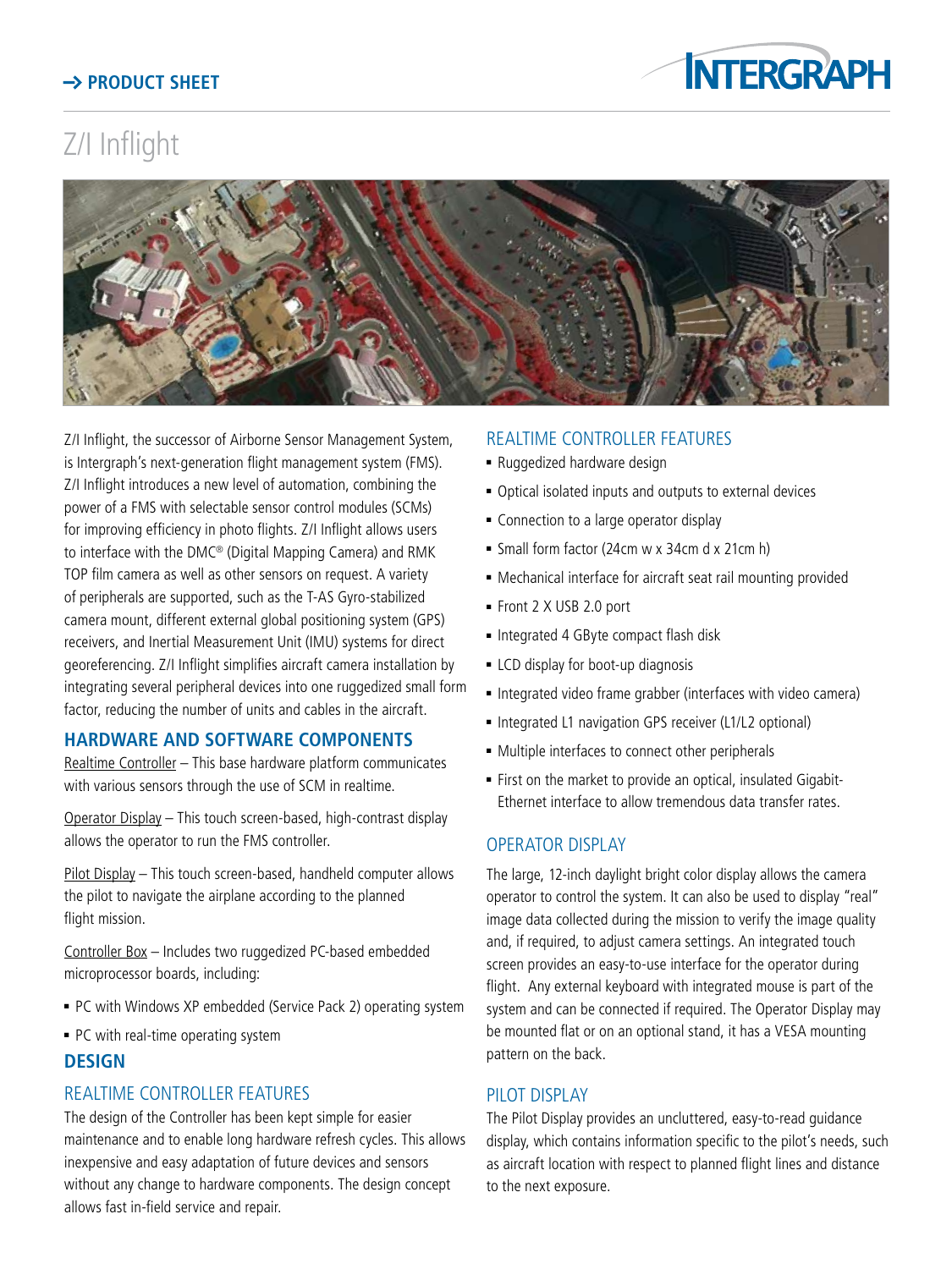→ PRODUCT SHEET

INTERGRAPH

# Z/I Inflight

Z/I Inflight, the successor of Airborne Sensor Management System, is Intergraph's next-generation flight management system (FMS). Z/I Inflight introduces a new level of automation, combining the power of a FMS with selectable sensor control modules (SCMs) for improving efficiency in photo flights. Z/I Inflight allows users to interface with the DMC® (Digital Mapping Camera) and RMK TOP film camera as well as other sensors on request. A variety of peripherals are supported, such as the T-AS Gyro-stabilized camera mount, different external global positioning system (GPS) receivers, and Inertial Measurement Unit (IMU) systems for direct georeferencing. Z/I Inflight simplifies aircraft camera installation by integrating several peripheral devices into one ruggedized small form factor, reducing the number of units and cables in the aircraft.

## HARDWARE AND SOFTWARE COMPONENTS

Realtime Controller – This base hardware platform communicates with various sensors through the use of SCM in realtime.

Operator Display – This touch screen-based, high-contrast display allows the operator to run the FMS controller.

Pilot Display – This touch screen-based, handheld computer allows the pilot to navigate the airplane according to the planned flight mission.

Controller Box – Includes two ruggedized PC-based embedded microprocessor boards, including:

- PC with Windows XP embedded (Service Pack 2) operating system
- PC with real-time operating system

## DESIGN

### REALTIME CONTROLLER FEATURES

The design of the Controller has been kept simple for easier maintenance and to enable long hardware refresh cycles. This allows inexpensive and easy adaptation of future devices and sensors without any change to hardware components. The design concept allows fast in-field service and repair.

### REALTIME CONTROLLER FEATURES

- Ruggedized hardware design
- Optical isolated inputs and outputs to external devices
- Connection to a large operator display
- Small form factor (24cm w x 34cm d x 21cm h)
- Mechanical interface for aircraft seat rail mounting provided
- Front 2 X USB 2.0 port
- Integrated 4 GByte compact flash disk
- LCD display for boot-up diagnosis
- Integrated video frame grabber (interfaces with video camera)
- Integrated L1 navigation GPS receiver (L1/L2 optional)
- Multiple interfaces to connect other peripherals
- First on the market to provide an optical, insulated Gigabit-Ethernet interface to allow tremendous data transfer rates.

### OPERATOR DISPLAY

The large, 12-inch daylight bright color display allows the camera operator to control the system. It can also be used to display "real" image data collected during the mission to verify the image quality and, if required, to adjust camera settings. An integrated touch screen provides an easy-to-use interface for the operator during flight. Any external keyboard with integrated mouse is part of the system and can be connected if required. The Operator Display may be mounted flat or on an optional stand, it has a VESA mounting pattern on the back.

### PILOT DISPLAY

The Pilot Display provides an uncluttered, easy-to-read guidance display, which contains information specific to the pilot's needs, such as aircraft location with respect to planned flight lines and distance to the next exposure.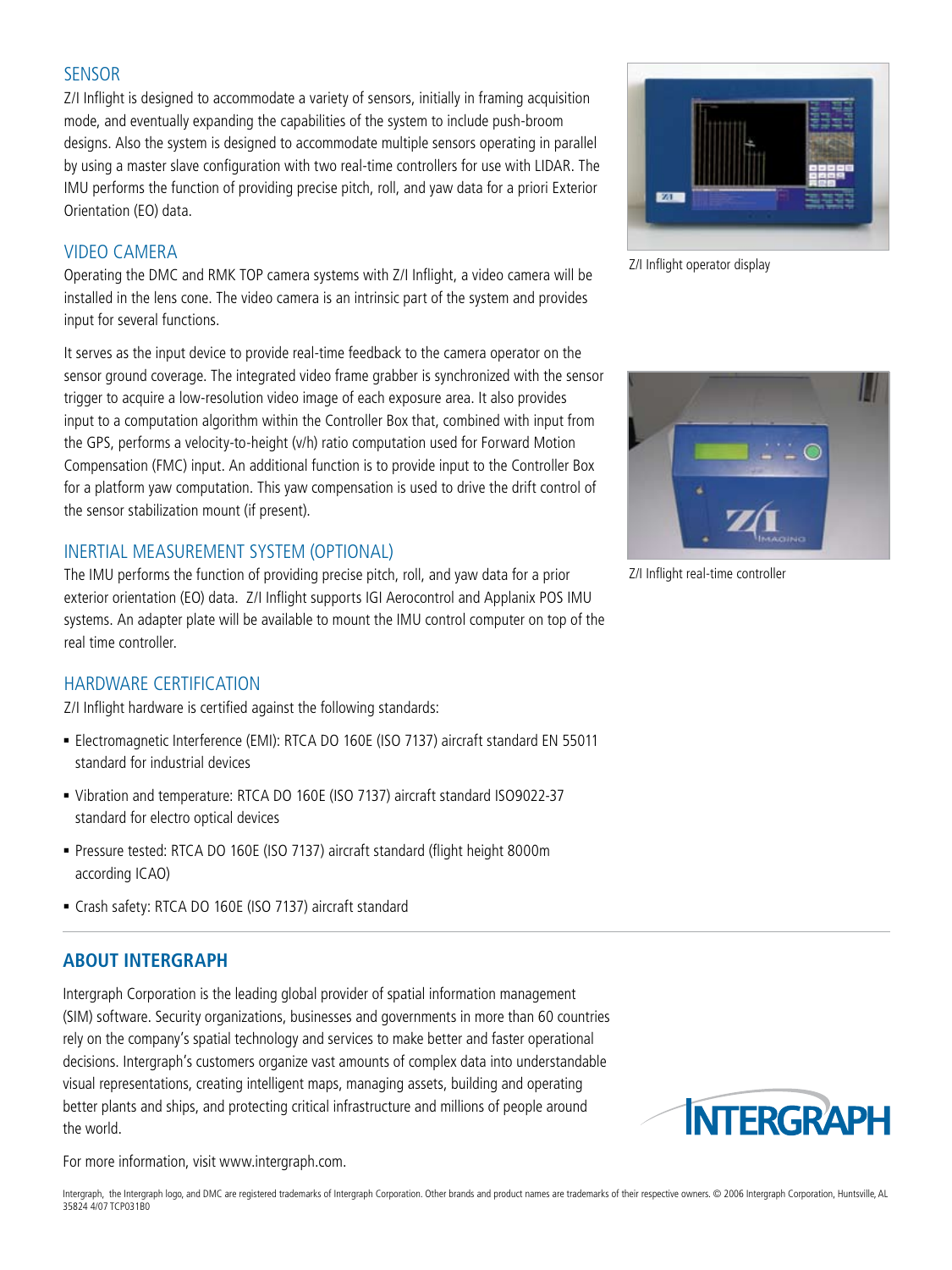## SENSOR

Z/I Inflight is designed to accommodate a variety of sensors, initially in framing acquisition mode, and eventually expanding the capabilities of the system to include push-broom designs. Also the system is designed to accommodate multiple sensors operating in parallel by using a master slave configuration with two real-time controllers for use with LIDAR. The IMU performs the function of providing precise pitch, roll, and yaw data for a priori Exterior Orientation (EO) data.

## VIDEO CAMERA

Operating the DMC and RMK TOP camera systems with Z/I Inflight, a video camera will be installed in the lens cone. The video camera is an intrinsic part of the system and provides input for several functions.

It serves as the input device to provide real-time feedback to the camera operator on the sensor ground coverage. The integrated video frame grabber is synchronized with the sensor trigger to acquire a low-resolution video image of each exposure area. It also provides input to a computation algorithm within the Controller Box that, combined with input from the GPS, performs a velocity-to-height (v/h) ratio computation used for Forward Motion Compensation (FMC) input. An additional function is to provide input to the Controller Box for a platform yaw computation. This yaw compensation is used to drive the drift control of the sensor stabilization mount (if present).

Z/I Inflight operator display

Z/I Inflight real-time controller

## INERTIAL MEASUREMENT SYSTEM (OPTIONAL)

The IMU performs the function of providing precise pitch, roll, and yaw data for a prior exterior orientation (EO) data. Z/I Inflight supports IGI Aerocontrol and Applanix POS IMU systems. An adapter plate will be available to mount the IMU control computer on top of the real time controller.

## HARDWARE CERTIFICATION

Z/I Inflight hardware is certified against the following standards:

- Electromagnetic Interference (EMI): RTCA DO 160E (ISO 7137) aircraft standard EN 55011 standard for industrial devices
- Vibration and temperature: RTCA DO 160E (ISO 7137) aircraft standard ISO9022-37 standard for electro optical devices
- Pressure tested: RTCA DO 160E (ISO 7137) aircraft standard (flight height 8000m according ICAO)
- Crash safety: RTCA DO 160E (ISO 7137) aircraft standard

## ABOUT INTERGRAPH

Intergraph Corporation is the leading global provider of spatial information management (SIM) software. Security organizations, businesses and governments in more than 60 countries rely on the company's spatial technology and services to make better and faster operational decisions. Intergraph's customers organize vast amounts of complex data into understandable visual representations, creating intelligent maps, managing assets, building and operating better plants and ships, and protecting critical infrastructure and millions of people around the world.

For more information, visit www.intergraph.com.

INTERGRAPH

Intergraph, the Intergraph logo, and DMC are registered trademarks of Intergraph Corporation. Other brands and product names are trademarks of their respective owners. © 2006 Intergraph Corporation, Huntsville, AL 35824 4/07 TCP031B0